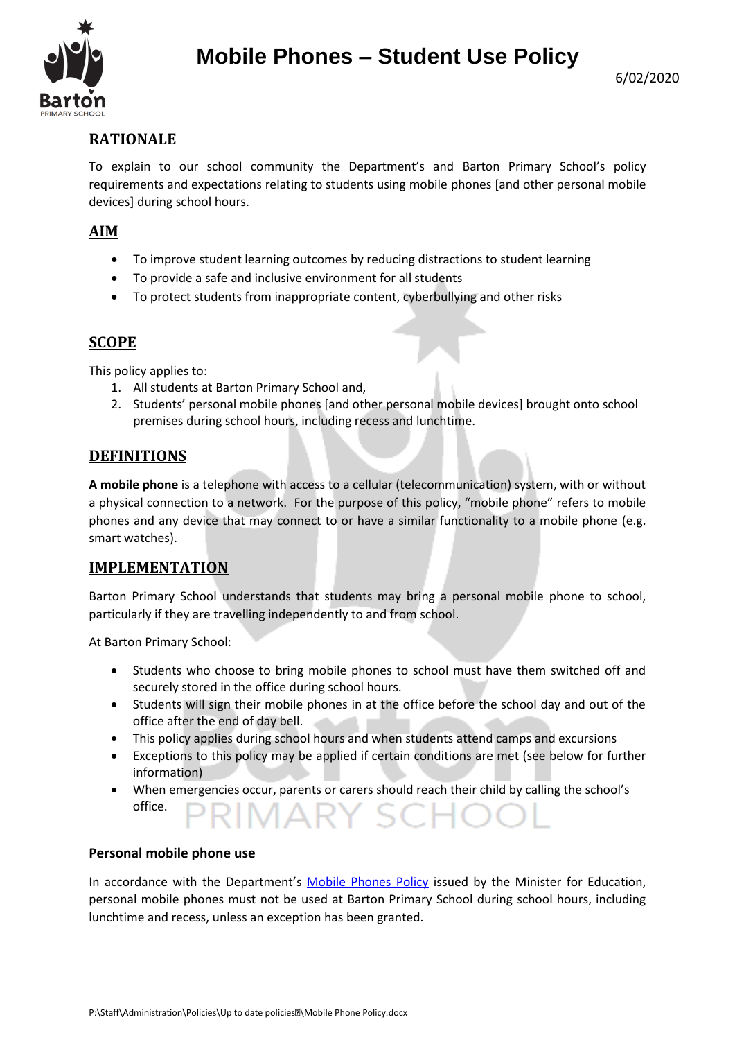# Mobile Phones – Student Use Policy

6/02/2020

## RATIONALE

To explain to our school community the Department's and Barton Primary School's policy requirements and expectations relating to students using mobile phones [and other personal mobile devices] during school hours.

## AIM

- To improve student learning outcomes by reducing distractions to student learning
- To provide a safe and inclusive environment for all students
- To protect students from inappropriate content, cyberbullying and other risks

## SCOPE

This policy applies to:

1. All students at Barton Primary School and,
2. Students' personal mobile phones [and other personal mobile devices] brought onto school premises during school hours, including recess and lunchtime.

## DEFINITIONS

**A mobile phone** is a telephone with access to a cellular (telecommunication) system, with or without a physical connection to a network. For the purpose of this policy, "mobile phone" refers to mobile phones and any device that may connect to or have a similar functionality to a mobile phone (e.g. smart watches).

## IMPLEMENTATION

Barton Primary School understands that students may bring a personal mobile phone to school, particularly if they are travelling independently to and from school.

At Barton Primary School:

- Students who choose to bring mobile phones to school must have them switched off and securely stored in the office during school hours.
- Students will sign their mobile phones in at the office before the school day and out of the office after the end of day bell.
- This policy applies during school hours and when students attend camps and excursions
- Exceptions to this policy may be applied if certain conditions are met (see below for further information)
- When emergencies occur, parents or carers should reach their child by calling the school's office.

### Personal mobile phone use

In accordance with the Department's Mobile Phones Policy issued by the Minister for Education, personal mobile phones must not be used at Barton Primary School during school hours, including lunchtime and recess, unless an exception has been granted.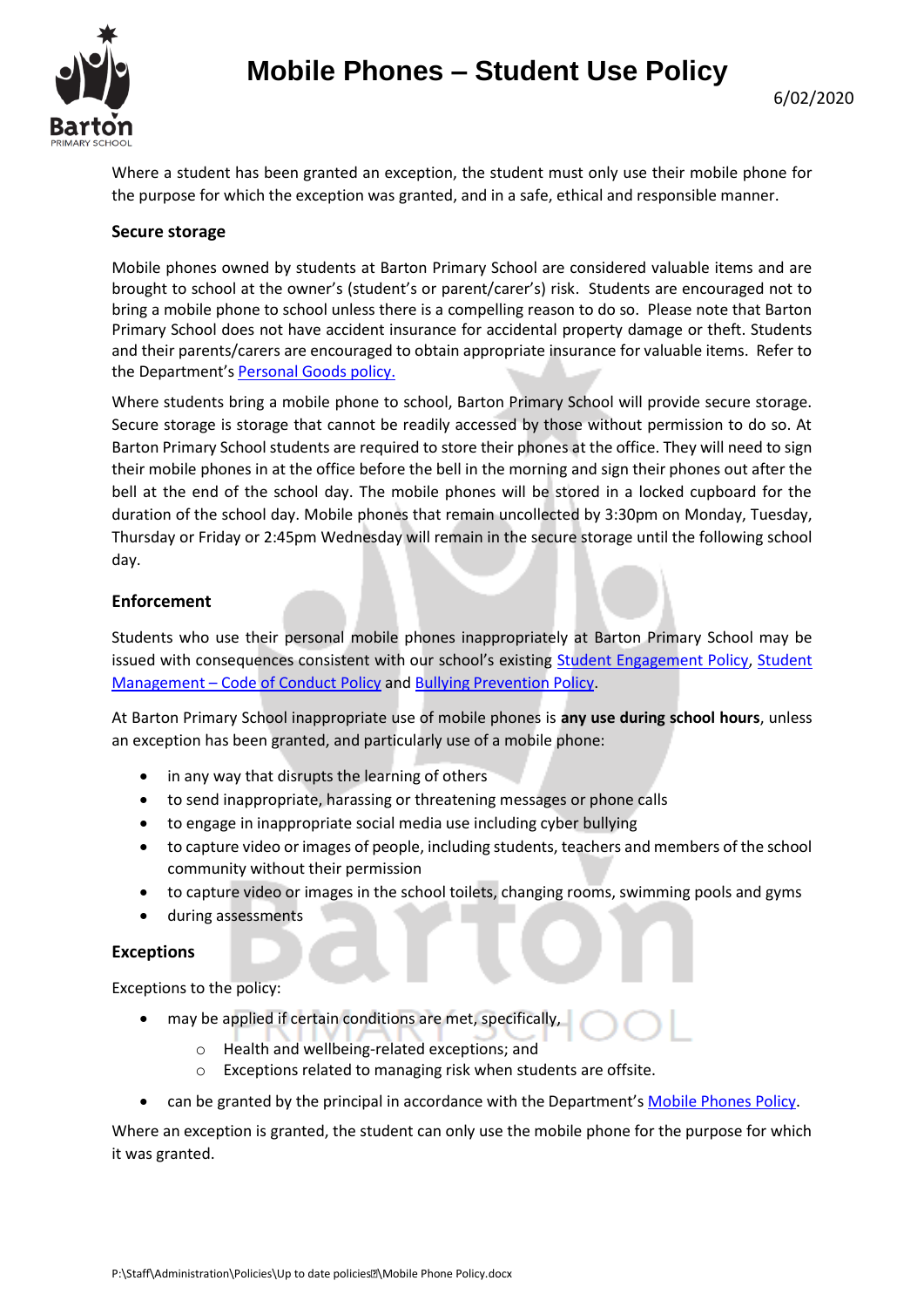Where a student has been granted an exception, the student must only use their mobile phone for the purpose for which the exception was granted, and in a safe, ethical and responsible manner.

### Secure storage

Mobile phones owned by students at Barton Primary School are considered valuable items and are brought to school at the owner's (student's or parent/carer's) risk. Students are encouraged not to bring a mobile phone to school unless there is a compelling reason to do so. Please note that Barton Primary School does not have accident insurance for accidental property damage or theft. Students and their parents/carers are encouraged to obtain appropriate insurance for valuable items. Refer to the Department's [Personal Goods policy.]()

Where students bring a mobile phone to school, Barton Primary School will provide secure storage. Secure storage is storage that cannot be readily accessed by those without permission to do so. At Barton Primary School students are required to store their phones at the office. They will need to sign their mobile phones in at the office before the bell in the morning and sign their phones out after the bell at the end of the school day. The mobile phones will be stored in a locked cupboard for the duration of the school day. Mobile phones that remain uncollected by 3:30pm on Monday, Tuesday, Thursday or Friday or 2:45pm Wednesday will remain in the secure storage until the following school day.

### Enforcement

Students who use their personal mobile phones inappropriately at Barton Primary School may be issued with consequences consistent with our school's existing [Student Engagement Policy](), [Student Management – Code of Conduct Policy]() and [Bullying Prevention Policy]().

At Barton Primary School inappropriate use of mobile phones is **any use during school hours**, unless an exception has been granted, and particularly use of a mobile phone:

- in any way that disrupts the learning of others
- to send inappropriate, harassing or threatening messages or phone calls
- to engage in inappropriate social media use including cyber bullying
- to capture video or images of people, including students, teachers and members of the school community without their permission
- to capture video or images in the school toilets, changing rooms, swimming pools and gyms
- during assessments

### Exceptions

Exceptions to the policy:

- may be applied if certain conditions are met, specifically,
  - Health and wellbeing-related exceptions; and
  - Exceptions related to managing risk when students are offsite.
- can be granted by the principal in accordance with the Department's [Mobile Phones Policy]().

Where an exception is granted, the student can only use the mobile phone for the purpose for which it was granted.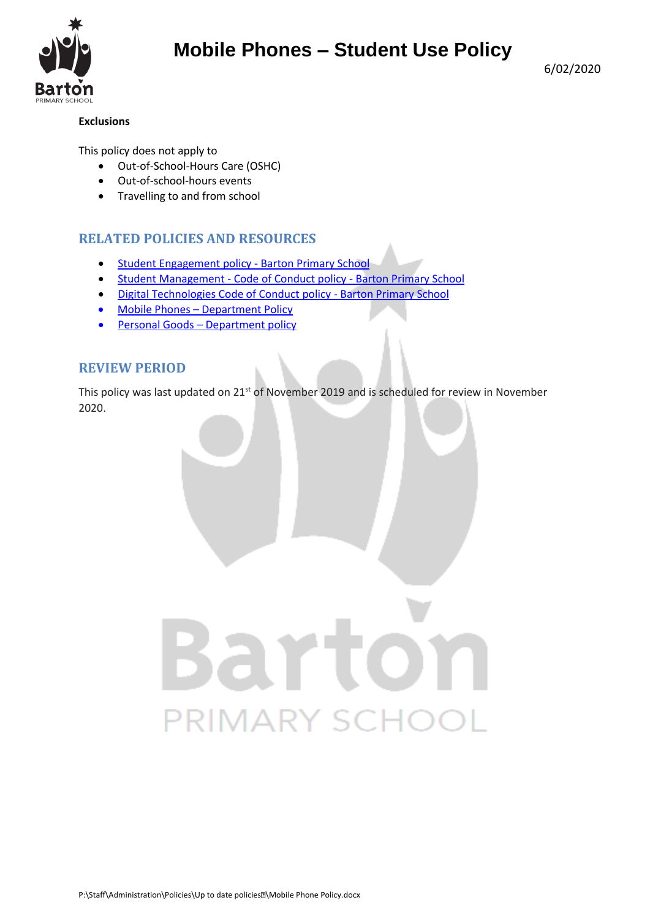**Exclusions**

This policy does not apply to

- Out-of-School-Hours Care (OSHC)
- Out-of-school-hours events
- Travelling to and from school

## RELATED POLICIES AND RESOURCES

- Student Engagement policy - Barton Primary School
- Student Management - Code of Conduct policy - Barton Primary School
- Digital Technologies Code of Conduct policy - Barton Primary School
- Mobile Phones – Department Policy
- Personal Goods – Department policy

## REVIEW PERIOD

This policy was last updated on 21st of November 2019 and is scheduled for review in November 2020.